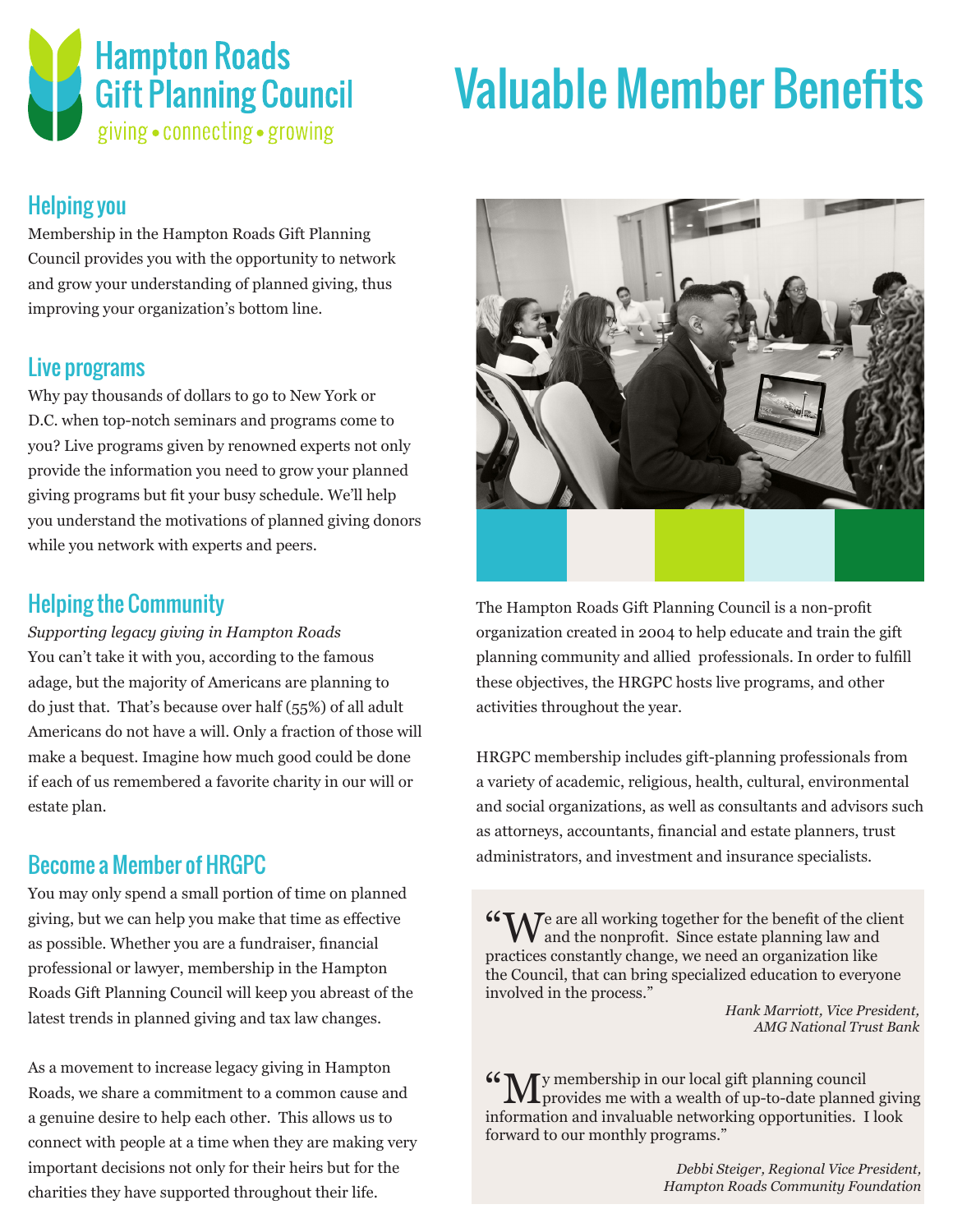# Hampton Roads Gift Planning Council

giving • connecting • growing

# Valuable Member Benefits

## Helping you

Membership in the Hampton Roads Gift Planning Council provides you with the opportunity to network and grow your understanding of planned giving, thus improving your organization's bottom line.

## Live programs

Why pay thousands of dollars to go to New York or D.C. when top-notch seminars and programs come to you? Live programs given by renowned experts not only provide the information you need to grow your planned giving programs but fit your busy schedule. We'll help you understand the motivations of planned giving donors while you network with experts and peers.

## Helping the Community

*Supporting legacy giving in Hampton Roads*

You can't take it with you, according to the famous adage, but the majority of Americans are planning to do just that. That's because over half (55%) of all adult Americans do not have a will. Only a fraction of those will make a bequest. Imagine how much good could be done if each of us remembered a favorite charity in our will or estate plan.

## Become a Member of HRGPC

You may only spend a small portion of time on planned giving, but we can help you make that time as effective as possible. Whether you are a fundraiser, financial professional or lawyer, membership in the Hampton Roads Gift Planning Council will keep you abreast of the latest trends in planned giving and tax law changes.

As a movement to increase legacy giving in Hampton Roads, we share a commitment to a common cause and a genuine desire to help each other. This allows us to connect with people at a time when they are making very important decisions not only for their heirs but for the charities they have supported throughout their life.

The Hampton Roads Gift Planning Council is a non-profit organization created in 2004 to help educate and train the gift planning community and allied professionals. In order to fulfill these objectives, the HRGPC hosts live programs, and other activities throughout the year.

HRGPC membership includes gift-planning professionals from a variety of academic, religious, health, cultural, environmental and social organizations, as well as consultants and advisors such as attorneys, accountants, financial and estate planners, trust administrators, and investment and insurance specialists.

> "We are all working together for the benefit of the client and the nonprofit. Since estate planning law and practices constantly change, we need an organization like the Council, that can bring specialized education to everyone involved in the process."
>
> *Hank Marriott, Vice President, AMG National Trust Bank*

> "My membership in our local gift planning council provides me with a wealth of up-to-date planned giving information and invaluable networking opportunities. I look forward to our monthly programs."
>
> *Debbi Steiger, Regional Vice President, Hampton Roads Community Foundation*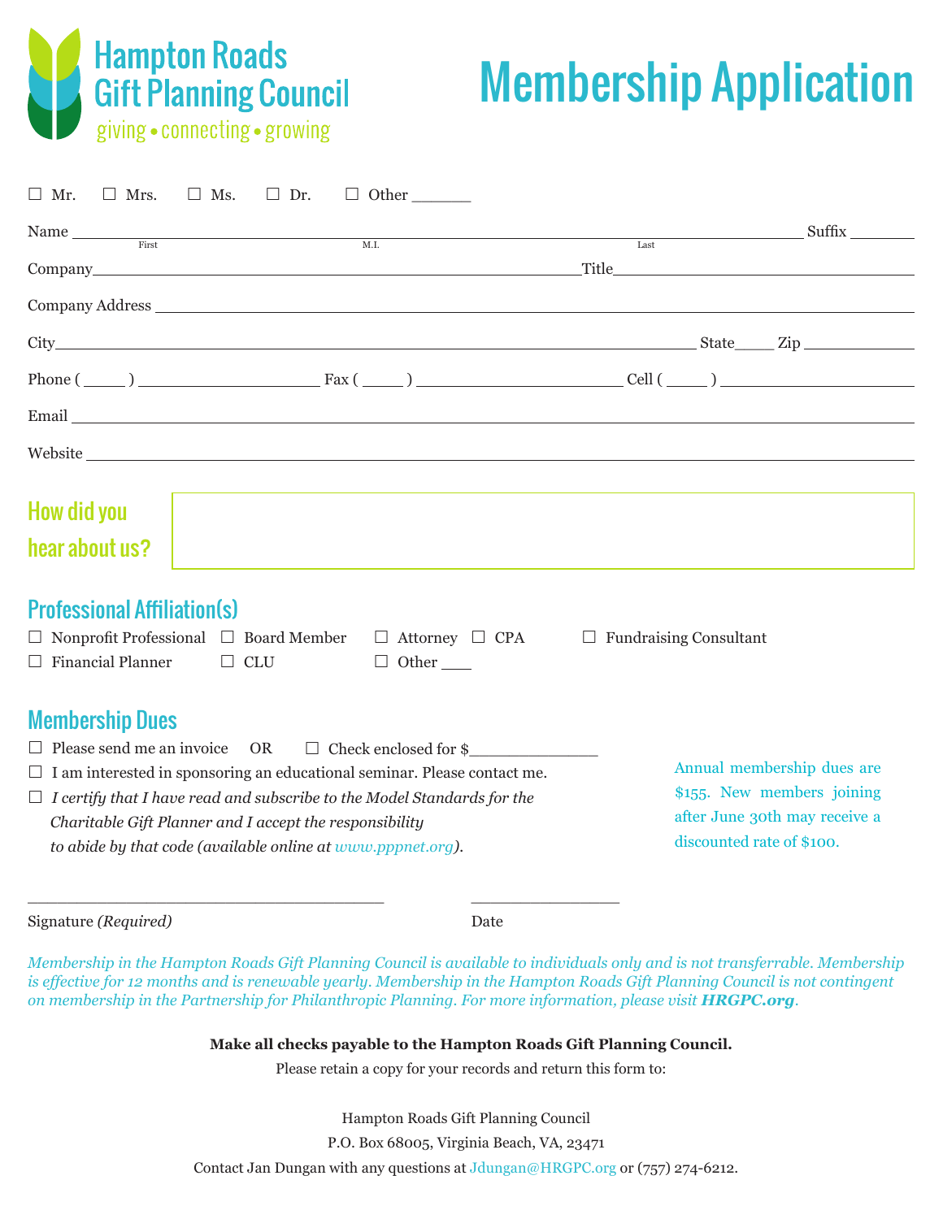# Hampton Roads Gift Planning Council

giving • connecting • growing

# Membership Application

☐ Mr. ☐ Mrs. ☐ Ms. ☐ Dr. ☐ Other ______

Name ____________________________________________ Suffix _______
First M.I. Last

Company ______________________________ Title ______________________

Company Address ____________________________________________

City ______________________________ State____ Zip ____________

Phone ( _____ ) __________________ Fax ( _____ ) __________________ Cell ( _____ ) __________________

Email ____________________________________________

Website ____________________________________________

## How did you hear about us?

## Professional Affiliation(s)

☐ Nonprofit Professional ☐ Board Member ☐ Attorney ☐ CPA ☐ Fundraising Consultant
☐ Financial Planner ☐ CLU ☐ Other ___

## Membership Dues

☐ Please send me an invoice OR ☐ Check enclosed for $_____________

☐ I am interested in sponsoring an educational seminar. Please contact me.

☐ *I certify that I have read and subscribe to the Model Standards for the Charitable Gift Planner and I accept the responsibility to abide by that code (available online at www.pppnet.org).*

Annual membership dues are $155. New members joining after June 30th may receive a discounted rate of $100.

____________________________________ ________________
Signature *(Required)* Date

*Membership in the Hampton Roads Gift Planning Council is available to individuals only and is not transferrable. Membership is effective for 12 months and is renewable yearly. Membership in the Hampton Roads Gift Planning Council is not contingent on membership in the Partnership for Philanthropic Planning. For more information, please visit* ***HRGPC.org****.*

**Make all checks payable to the Hampton Roads Gift Planning Council.**

Please retain a copy for your records and return this form to:

Hampton Roads Gift Planning Council
P.O. Box 68005, Virginia Beach, VA, 23471
Contact Jan Dungan with any questions at Jdungan@HRGPC.org or (757) 274-6212.